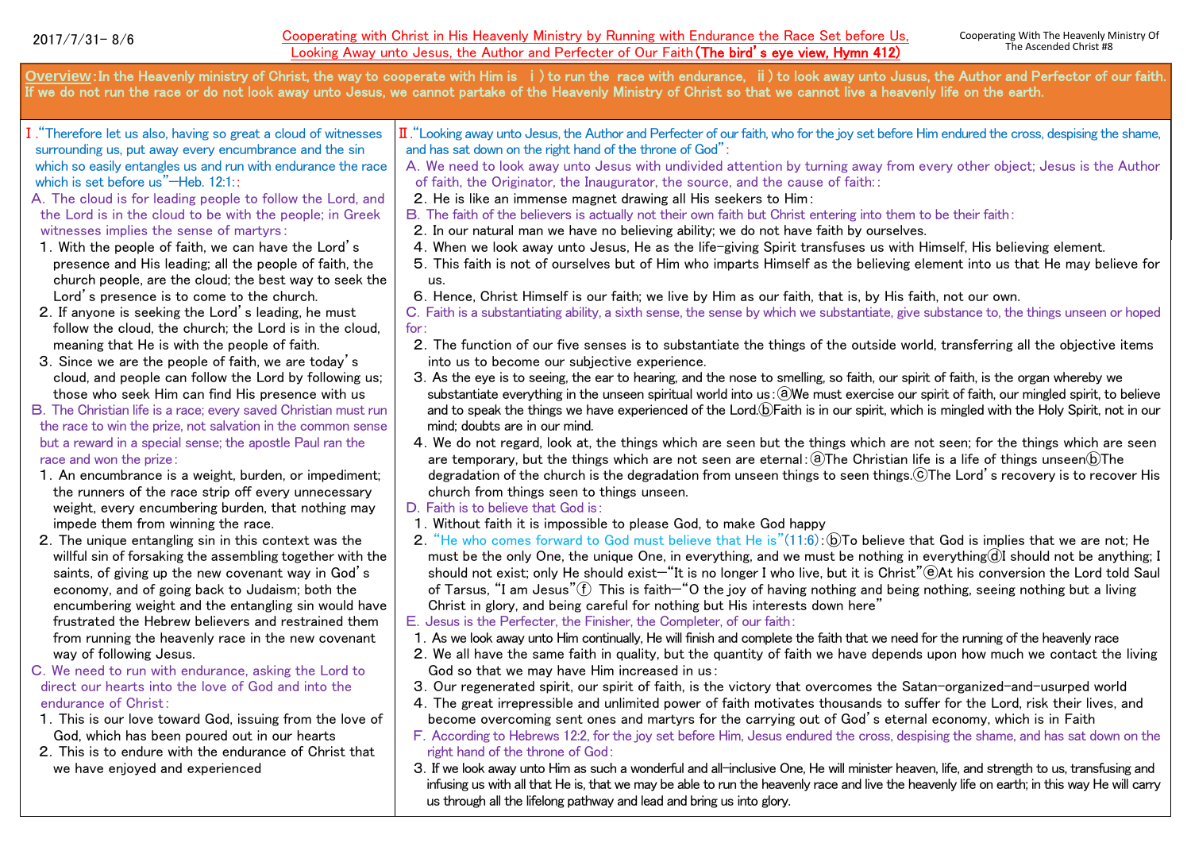2017/7/31– 8/6

**Cooperating with Christ in His Heavenly Ministry by Running with Endurance the Race Set before Us, Looking Away unto Jesus, the Author and Perfecter of Our Faith (The bird's eye view, Hymn 412)**

Cooperating With The Heavenly Ministry Of The Ascended Christ #8

**Overview: In the Heavenly ministry of Christ, the way to cooperate with Him is ⅰ) to run the race with endurance, ⅱ) to look away unto Jusus, the Author and Perfector of our faith. If we do not run the race or do not look away unto Jesus, we cannot partake of the Heavenly Ministry of Christ so that we cannot live a heavenly life on the earth.**

Ⅰ. "Therefore let us also, having so great a cloud of witnesses surrounding us, put away every encumbrance and the sin which so easily entangles us and run with endurance the race which is set before us"—Heb. 12:1::

A. The cloud is for leading people to follow the Lord, and the Lord is in the cloud to be with the people; in Greek witnesses implies the sense of martyrs:

1. With the people of faith, we can have the Lord's presence and His leading; all the people of faith, the church people, are the cloud; the best way to seek the Lord's presence is to come to the church.
2. If anyone is seeking the Lord's leading, he must follow the cloud, the church; the Lord is in the cloud, meaning that He is with the people of faith.
3. Since we are the people of faith, we are today's cloud, and people can follow the Lord by following us; those who seek Him can find His presence with us

B. The Christian life is a race; every saved Christian must run the race to win the prize, not salvation in the common sense but a reward in a special sense; the apostle Paul ran the race and won the prize:

1. An encumbrance is a weight, burden, or impediment; the runners of the race strip off every unnecessary weight, every encumbering burden, that nothing may impede them from winning the race.
2. The unique entangling sin in this context was the willful sin of forsaking the assembling together with the saints, of giving up the new covenant way in God's economy, and of going back to Judaism; both the encumbering weight and the entangling sin would have frustrated the Hebrew believers and restrained them from running the heavenly race in the new covenant way of following Jesus.

C. We need to run with endurance, asking the Lord to direct our hearts into the love of God and into the endurance of Christ:

1. This is our love toward God, issuing from the love of God, which has been poured out in our hearts
2. This is to endure with the endurance of Christ that we have enjoyed and experienced

Ⅱ. "Looking away unto Jesus, the Author and Perfecter of our faith, who for the joy set before Him endured the cross, despising the shame, and has sat down on the right hand of the throne of God":

A. We need to look away unto Jesus with undivided attention by turning away from every other object; Jesus is the Author of faith, the Originator, the Inaugurator, the source, and the cause of faith::

2. He is like an immense magnet drawing all His seekers to Him:

B. The faith of the believers is actually not their own faith but Christ entering into them to be their faith:

2. In our natural man we have no believing ability; we do not have faith by ourselves.
4. When we look away unto Jesus, He as the life-giving Spirit transfuses us with Himself, His believing element.
5. This faith is not of ourselves but of Him who imparts Himself as the believing element into us that He may believe for us.
6. Hence, Christ Himself is our faith; we live by Him as our faith, that is, by His faith, not our own.

C. Faith is a substantiating ability, a sixth sense, the sense by which we substantiate, give substance to, the things unseen or hoped for:

2. The function of our five senses is to substantiate the things of the outside world, transferring all the objective items into us to become our subjective experience.
3. As the eye is to seeing, the ear to hearing, and the nose to smelling, so faith, our spirit of faith, is the organ whereby we substantiate everything in the unseen spiritual world into us: ⓐWe must exercise our spirit of faith, our mingled spirit, to believe and to speak the things we have experienced of the Lord. ⓑFaith is in our spirit, which is mingled with the Holy Spirit, not in our mind; doubts are in our mind.
4. We do not regard, look at, the things which are seen but the things which are not seen; for the things which are seen are temporary, but the things which are not seen are eternal: ⓐThe Christian life is a life of things unseen ⓑThe degradation of the church is the degradation from unseen things to seen things. ⓒThe Lord's recovery is to recover His church from things seen to things unseen.

D. Faith is to believe that God is:

1. Without faith it is impossible to please God, to make God happy
2. "He who comes forward to God must believe that He is"(11:6): ⓑTo believe that God is implies that we are not; He must be the only One, the unique One, in everything, and we must be nothing in everything ⓓI should not be anything; I should not exist; only He should exist—"It is no longer I who live, but it is Christ" ⓔAt his conversion the Lord told Saul of Tarsus, "I am Jesus" ⓕ This is faith—"O the joy of having nothing and being nothing, seeing nothing but a living Christ in glory, and being careful for nothing but His interests down here"

E. Jesus is the Perfecter, the Finisher, the Completer, of our faith:

1. As we look away unto Him continually, He will finish and complete the faith that we need for the running of the heavenly race
2. We all have the same faith in quality, but the quantity of faith we have depends upon how much we contact the living God so that we may have Him increased in us:
3. Our regenerated spirit, our spirit of faith, is the victory that overcomes the Satan-organized-and-usurped world
4. The great irrepressible and unlimited power of faith motivates thousands to suffer for the Lord, risk their lives, and become overcoming sent ones and martyrs for the carrying out of God's eternal economy, which is in Faith

F. According to Hebrews 12:2, for the joy set before Him, Jesus endured the cross, despising the shame, and has sat down on the right hand of the throne of God:

3. If we look away unto Him as such a wonderful and all-inclusive One, He will minister heaven, life, and strength to us, transfusing and infusing us with all that He is, that we may be able to run the heavenly race and live the heavenly life on earth; in this way He will carry us through all the lifelong pathway and lead and bring us into glory.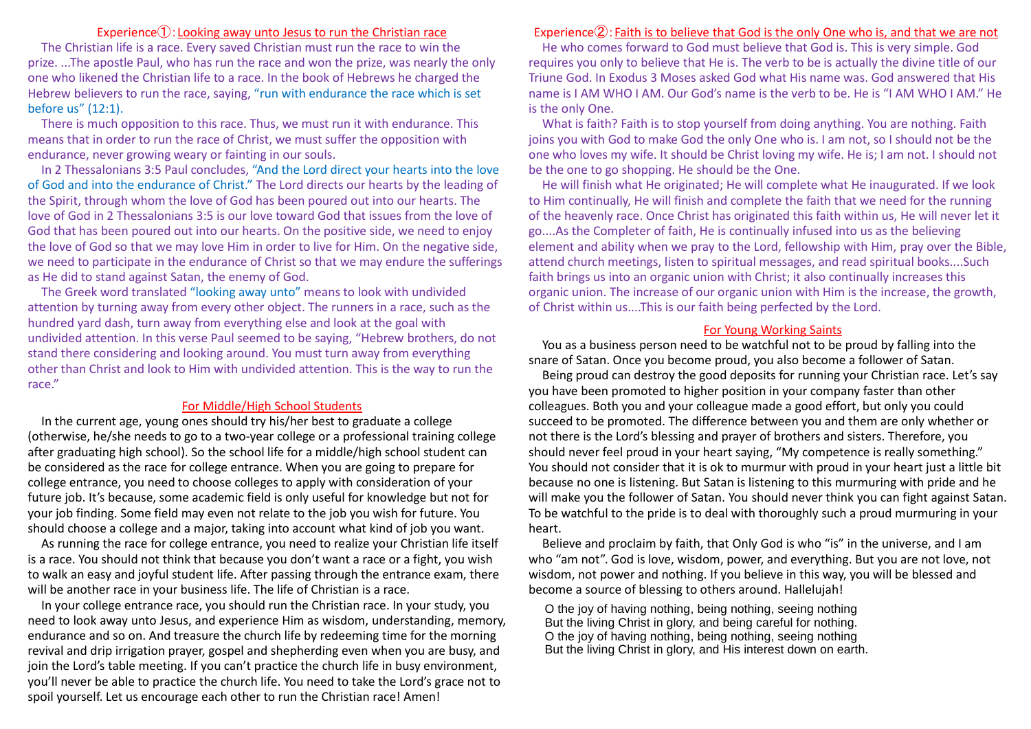## Experience①: Looking away unto Jesus to run the Christian race

The Christian life is a race. Every saved Christian must run the race to win the prize. ...The apostle Paul, who has run the race and won the prize, was nearly the only one who likened the Christian life to a race. In the book of Hebrews he charged the Hebrew believers to run the race, saying, "run with endurance the race which is set before us" (12:1).

There is much opposition to this race. Thus, we must run it with endurance. This means that in order to run the race of Christ, we must suffer the opposition with endurance, never growing weary or fainting in our souls.

In 2 Thessalonians 3:5 Paul concludes, "And the Lord direct your hearts into the love of God and into the endurance of Christ." The Lord directs our hearts by the leading of the Spirit, through whom the love of God has been poured out into our hearts. The love of God in 2 Thessalonians 3:5 is our love toward God that issues from the love of God that has been poured out into our hearts. On the positive side, we need to enjoy the love of God so that we may love Him in order to live for Him. On the negative side, we need to participate in the endurance of Christ so that we may endure the sufferings as He did to stand against Satan, the enemy of God.

The Greek word translated "looking away unto" means to look with undivided attention by turning away from every other object. The runners in a race, such as the hundred yard dash, turn away from everything else and look at the goal with undivided attention. In this verse Paul seemed to be saying, "Hebrew brothers, do not stand there considering and looking around. You must turn away from everything other than Christ and look to Him with undivided attention. This is the way to run the race."

### For Middle/High School Students

In the current age, young ones should try his/her best to graduate a college (otherwise, he/she needs to go to a two-year college or a professional training college after graduating high school). So the school life for a middle/high school student can be considered as the race for college entrance. When you are going to prepare for college entrance, you need to choose colleges to apply with consideration of your future job. It's because, some academic field is only useful for knowledge but not for your job finding. Some field may even not relate to the job you wish for future. You should choose a college and a major, taking into account what kind of job you want.

As running the race for college entrance, you need to realize your Christian life itself is a race. You should not think that because you don't want a race or a fight, you wish to walk an easy and joyful student life. After passing through the entrance exam, there will be another race in your business life. The life of Christian is a race.

In your college entrance race, you should run the Christian race. In your study, you need to look away unto Jesus, and experience Him as wisdom, understanding, memory, endurance and so on. And treasure the church life by redeeming time for the morning revival and drip irrigation prayer, gospel and shepherding even when you are busy, and join the Lord's table meeting. If you can't practice the church life in busy environment, you'll never be able to practice the church life. You need to take the Lord's grace not to spoil yourself. Let us encourage each other to run the Christian race! Amen!

## Experience②: Faith is to believe that God is the only One who is, and that we are not

He who comes forward to God must believe that God is. This is very simple. God requires you only to believe that He is. The verb to be is actually the divine title of our Triune God. In Exodus 3 Moses asked God what His name was. God answered that His name is I AM WHO I AM. Our God's name is the verb to be. He is "I AM WHO I AM." He is the only One.

What is faith? Faith is to stop yourself from doing anything. You are nothing. Faith joins you with God to make God the only One who is. I am not, so I should not be the one who loves my wife. It should be Christ loving my wife. He is; I am not. I should not be the one to go shopping. He should be the One.

He will finish what He originated; He will complete what He inaugurated. If we look to Him continually, He will finish and complete the faith that we need for the running of the heavenly race. Once Christ has originated this faith within us, He will never let it go....As the Completer of faith, He is continually infused into us as the believing element and ability when we pray to the Lord, fellowship with Him, pray over the Bible, attend church meetings, listen to spiritual messages, and read spiritual books....Such faith brings us into an organic union with Christ; it also continually increases this organic union. The increase of our organic union with Him is the increase, the growth, of Christ within us....This is our faith being perfected by the Lord.

### For Young Working Saints

You as a business person need to be watchful not to be proud by falling into the snare of Satan. Once you become proud, you also become a follower of Satan.

Being proud can destroy the good deposits for running your Christian race. Let's say you have been promoted to higher position in your company faster than other colleagues. Both you and your colleague made a good effort, but only you could succeed to be promoted. The difference between you and them are only whether or not there is the Lord's blessing and prayer of brothers and sisters. Therefore, you should never feel proud in your heart saying, "My competence is really something." You should not consider that it is ok to murmur with proud in your heart just a little bit because no one is listening. But Satan is listening to this murmuring with pride and he will make you the follower of Satan. You should never think you can fight against Satan. To be watchful to the pride is to deal with thoroughly such a proud murmuring in your heart.

Believe and proclaim by faith, that Only God is who "is" in the universe, and I am who "am not". God is love, wisdom, power, and everything. But you are not love, not wisdom, not power and nothing. If you believe in this way, you will be blessed and become a source of blessing to others around. Hallelujah!

O the joy of having nothing, being nothing, seeing nothing
But the living Christ in glory, and being careful for nothing.
O the joy of having nothing, being nothing, seeing nothing
But the living Christ in glory, and His interest down on earth.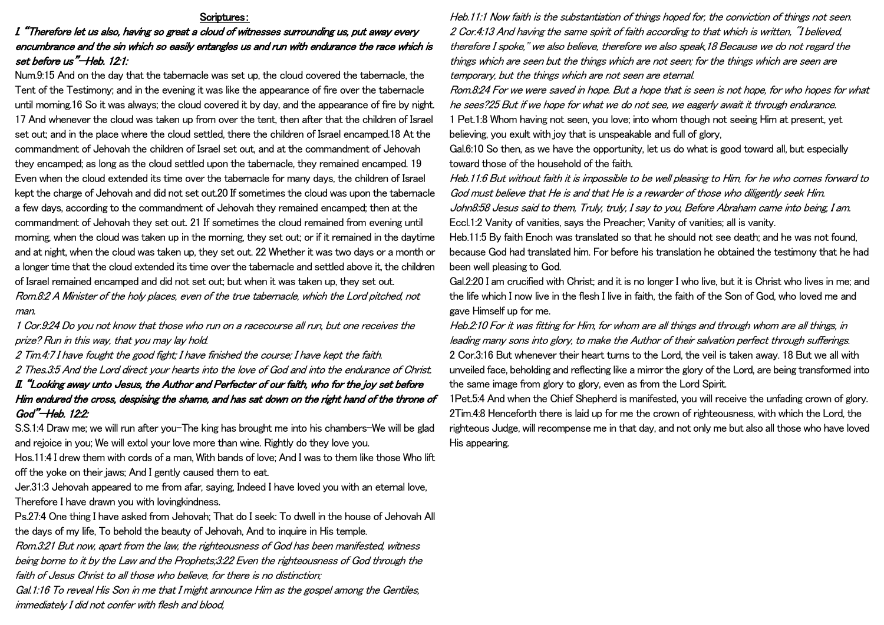## Scriptures:

### I. "Therefore let us also, having so great a cloud of witnesses surrounding us, put away every encumbrance and the sin which so easily entangles us and run with endurance the race which is set before us"—Heb. 12:1:

Num.9:15 And on the day that the tabernacle was set up, the cloud covered the tabernacle, the Tent of the Testimony; and in the evening it was like the appearance of fire over the tabernacle until morning.16 So it was always; the cloud covered it by day, and the appearance of fire by night. 17 And whenever the cloud was taken up from over the tent, then after that the children of Israel set out; and in the place where the cloud settled, there the children of Israel encamped.18 At the commandment of Jehovah the children of Israel set out, and at the commandment of Jehovah they encamped; as long as the cloud settled upon the tabernacle, they remained encamped. 19 Even when the cloud extended its time over the tabernacle for many days, the children of Israel kept the charge of Jehovah and did not set out.20 If sometimes the cloud was upon the tabernacle a few days, according to the commandment of Jehovah they remained encamped; then at the commandment of Jehovah they set out. 21 If sometimes the cloud remained from evening until morning, when the cloud was taken up in the morning, they set out; or if it remained in the daytime and at night, when the cloud was taken up, they set out. 22 Whether it was two days or a month or a longer time that the cloud extended its time over the tabernacle and settled above it, the children of Israel remained encamped and did not set out; but when it was taken up, they set out.

*Rom.8:2 A Minister of the holy places, even of the true tabernacle, which the Lord pitched, not man.*

*1 Cor.9:24 Do you not know that those who run on a racecourse all run, but one receives the prize? Run in this way, that you may lay hold.*

*2 Tim.4:7 I have fought the good fight; I have finished the course; I have kept the faith.*

*2 Thes.3:5 And the Lord direct your hearts into the love of God and into the endurance of Christ.*

### II. "Looking away unto Jesus, the Author and Perfecter of our faith, who for the joy set before Him endured the cross, despising the shame, and has sat down on the right hand of the throne of God"—Heb. 12:2:

S.S.1:4 Draw me; we will run after you—The king has brought me into his chambers—We will be glad and rejoice in you; We will extol your love more than wine. Rightly do they love you.

Hos.11:4 I drew them with cords of a man, With bands of love; And I was to them like those Who lift off the yoke on their jaws; And I gently caused them to eat.

Jer.31:3 Jehovah appeared to me from afar, saying, Indeed I have loved you with an eternal love, Therefore I have drawn you with lovingkindness.

Ps.27:4 One thing I have asked from Jehovah; That do I seek: To dwell in the house of Jehovah All the days of my life, To behold the beauty of Jehovah, And to inquire in His temple.

*Rom.3:21 But now, apart from the law, the righteousness of God has been manifested, witness being borne to it by the Law and the Prophets;3:22 Even the righteousness of God through the faith of Jesus Christ to all those who believe, for there is no distinction;*

*Gal.1:16 To reveal His Son in me that I might announce Him as the gospel among the Gentiles, immediately I did not confer with flesh and blood,*

*Heb.11:1 Now faith is the substantiation of things hoped for, the conviction of things not seen.*

*2 Cor.4:13 And having the same spirit of faith according to that which is written, "I believed, therefore I spoke," we also believe, therefore we also speak,18 Because we do not regard the things which are seen but the things which are not seen; for the things which are seen are temporary, but the things which are not seen are eternal.*

*Rom.8:24 For we were saved in hope. But a hope that is seen is not hope, for who hopes for what he sees?25 But if we hope for what we do not see, we eagerly await it through endurance.*

1 Pet.1:8 Whom having not seen, you love; into whom though not seeing Him at present, yet believing, you exult with joy that is unspeakable and full of glory,

Gal.6:10 So then, as we have the opportunity, let us do what is good toward all, but especially toward those of the household of the faith.

*Heb.11:6 But without faith it is impossible to be well pleasing to Him, for he who comes forward to God must believe that He is and that He is a rewarder of those who diligently seek Him.*

*John8:58 Jesus said to them, Truly, truly, I say to you, Before Abraham came into being, I am.*

Eccl.1:2 Vanity of vanities, says the Preacher; Vanity of vanities; all is vanity.

Heb.11:5 By faith Enoch was translated so that he should not see death; and he was not found, because God had translated him. For before his translation he obtained the testimony that he had been well pleasing to God.

Gal.2:20 I am crucified with Christ; and it is no longer I who live, but it is Christ who lives in me; and the life which I now live in the flesh I live in faith, the faith of the Son of God, who loved me and gave Himself up for me.

*Heb.2:10 For it was fitting for Him, for whom are all things and through whom are all things, in leading many sons into glory, to make the Author of their salvation perfect through sufferings.*

2 Cor.3:16 But whenever their heart turns to the Lord, the veil is taken away. 18 But we all with unveiled face, beholding and reflecting like a mirror the glory of the Lord, are being transformed into the same image from glory to glory, even as from the Lord Spirit.

1Pet.5:4 And when the Chief Shepherd is manifested, you will receive the unfading crown of glory.

2Tim.4:8 Henceforth there is laid up for me the crown of righteousness, with which the Lord, the righteous Judge, will recompense me in that day, and not only me but also all those who have loved His appearing.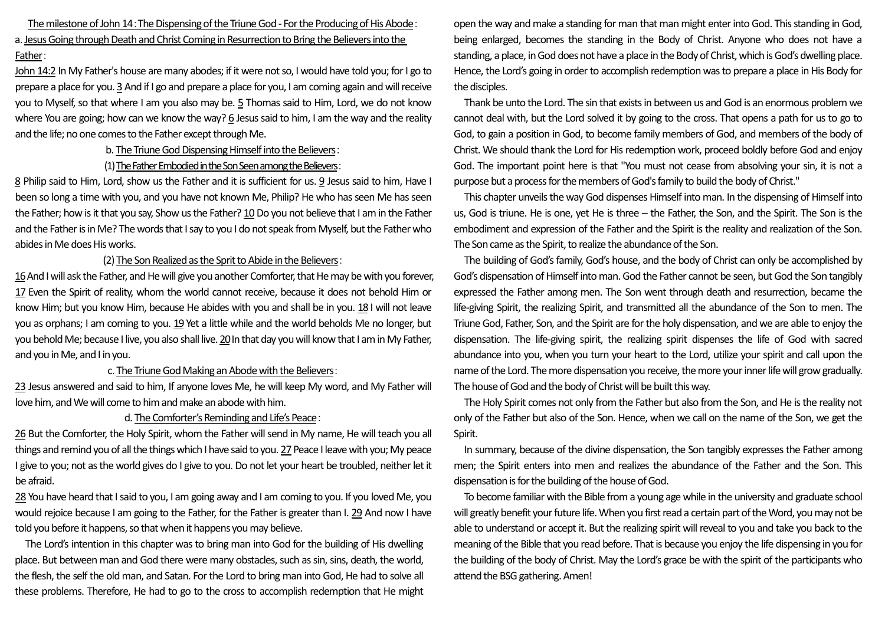The milestone of John 14: The Dispensing of the Triune God - For the Producing of His Abode:

a. Jesus Going through Death and Christ Coming in Resurrection to Bring the Believers into the Father:

John 14:2 In My Father's house are many abodes; if it were not so, I would have told you; for I go to prepare a place for you. 3 And if I go and prepare a place for you, I am coming again and will receive you to Myself, so that where I am you also may be. 5 Thomas said to Him, Lord, we do not know where You are going; how can we know the way? 6 Jesus said to him, I am the way and the reality and the life; no one comes to the Father except through Me.

b. The Triune God Dispensing Himself into the Believers:

(1) The Father Embodied in the Son Seen among the Believers:

8 Philip said to Him, Lord, show us the Father and it is sufficient for us. 9 Jesus said to him, Have I been so long a time with you, and you have not known Me, Philip? He who has seen Me has seen the Father; how is it that you say, Show us the Father? 10 Do you not believe that I am in the Father and the Father is in Me? The words that I say to you I do not speak from Myself, but the Father who abides in Me does His works.

(2) The Son Realized as the Sprit to Abide in the Believers:

16 And I will ask the Father, and He will give you another Comforter, that He may be with you forever, 17 Even the Spirit of reality, whom the world cannot receive, because it does not behold Him or know Him; but you know Him, because He abides with you and shall be in you. 18 I will not leave you as orphans; I am coming to you. 19 Yet a little while and the world beholds Me no longer, but you behold Me; because I live, you also shall live. 20 In that day you will know that I am in My Father, and you in Me, and I in you.

c. The Triune God Making an Abode with the Believers:

23 Jesus answered and said to him, If anyone loves Me, he will keep My word, and My Father will love him, and We will come to him and make an abode with him.

d. The Comforter's Reminding and Life's Peace:

26 But the Comforter, the Holy Spirit, whom the Father will send in My name, He will teach you all things and remind you of all the things which I have said to you. 27 Peace I leave with you; My peace I give to you; not as the world gives do I give to you. Do not let your heart be troubled, neither let it be afraid.

28 You have heard that I said to you, I am going away and I am coming to you. If you loved Me, you would rejoice because I am going to the Father, for the Father is greater than I. 29 And now I have told you before it happens, so that when it happens you may believe.

The Lord's intention in this chapter was to bring man into God for the building of His dwelling place. But between man and God there were many obstacles, such as sin, sins, death, the world, the flesh, the self the old man, and Satan. For the Lord to bring man into God, He had to solve all these problems. Therefore, He had to go to the cross to accomplish redemption that He might open the way and make a standing for man that man might enter into God. This standing in God, being enlarged, becomes the standing in the Body of Christ. Anyone who does not have a standing, a place, in God does not have a place in the Body of Christ, which is God's dwelling place. Hence, the Lord's going in order to accomplish redemption was to prepare a place in His Body for the disciples.

Thank be unto the Lord. The sin that exists in between us and God is an enormous problem we cannot deal with, but the Lord solved it by going to the cross. That opens a path for us to go to God, to gain a position in God, to become family members of God, and members of the body of Christ. We should thank the Lord for His redemption work, proceed boldly before God and enjoy God. The important point here is that "You must not cease from absolving your sin, it is not a purpose but a process for the members of God's family to build the body of Christ."

This chapter unveils the way God dispenses Himself into man. In the dispensing of Himself into us, God is triune. He is one, yet He is three – the Father, the Son, and the Spirit. The Son is the embodiment and expression of the Father and the Spirit is the reality and realization of the Son. The Son came as the Spirit, to realize the abundance of the Son.

The building of God's family, God's house, and the body of Christ can only be accomplished by God's dispensation of Himself into man. God the Father cannot be seen, but God the Son tangibly expressed the Father among men. The Son went through death and resurrection, became the life-giving Spirit, the realizing Spirit, and transmitted all the abundance of the Son to men. The Triune God, Father, Son, and the Spirit are for the holy dispensation, and we are able to enjoy the dispensation. The life-giving spirit, the realizing spirit dispenses the life of God with sacred abundance into you, when you turn your heart to the Lord, utilize your spirit and call upon the name of the Lord. The more dispensation you receive, the more your inner life will grow gradually. The house of God and the body of Christ will be built this way.

The Holy Spirit comes not only from the Father but also from the Son, and He is the reality not only of the Father but also of the Son. Hence, when we call on the name of the Son, we get the Spirit.

In summary, because of the divine dispensation, the Son tangibly expresses the Father among men; the Spirit enters into men and realizes the abundance of the Father and the Son. This dispensation is for the building of the house of God.

To become familiar with the Bible from a young age while in the university and graduate school will greatly benefit your future life. When you first read a certain part of the Word, you may not be able to understand or accept it. But the realizing spirit will reveal to you and take you back to the meaning of the Bible that you read before. That is because you enjoy the life dispensing in you for the building of the body of Christ. May the Lord's grace be with the spirit of the participants who attend the BSG gathering. Amen!